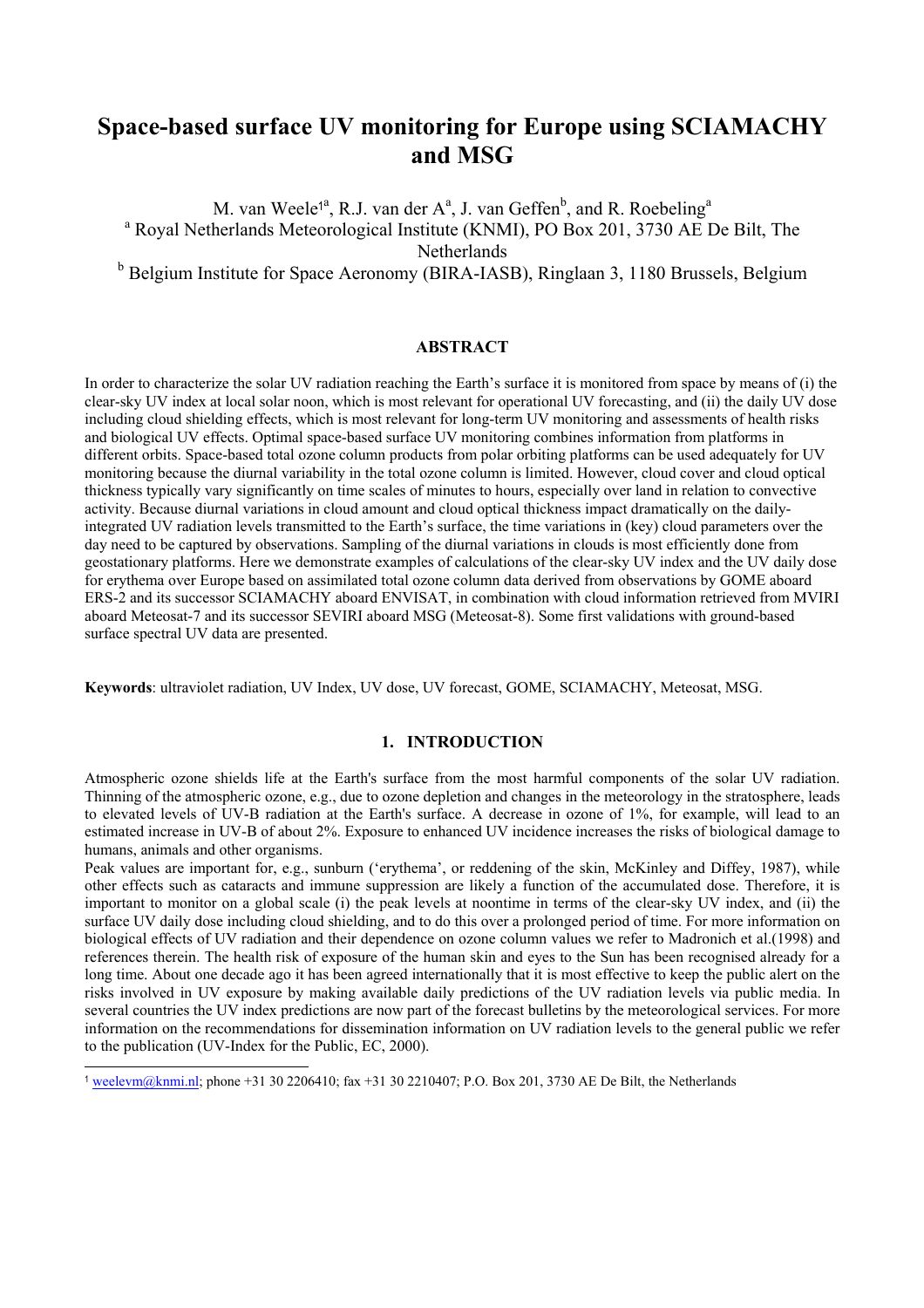# Space-based surface UV monitoring for Europe using SCIAMACHY and MSG

M. van Weele[1a], R.J. van der A[a], J. van Geffen[b], and R. Roebeling[a]

[a] Royal Netherlands Meteorological Institute (KNMI), PO Box 201, 3730 AE De Bilt, The Netherlands

[b] Belgium Institute for Space Aeronomy (BIRA-IASB), Ringlaan 3, 1180 Brussels, Belgium

## ABSTRACT

In order to characterize the solar UV radiation reaching the Earth's surface it is monitored from space by means of (i) the clear-sky UV index at local solar noon, which is most relevant for operational UV forecasting, and (ii) the daily UV dose including cloud shielding effects, which is most relevant for long-term UV monitoring and assessments of health risks and biological UV effects. Optimal space-based surface UV monitoring combines information from platforms in different orbits. Space-based total ozone column products from polar orbiting platforms can be used adequately for UV monitoring because the diurnal variability in the total ozone column is limited. However, cloud cover and cloud optical thickness typically vary significantly on time scales of minutes to hours, especially over land in relation to convective activity. Because diurnal variations in cloud amount and cloud optical thickness impact dramatically on the daily-integrated UV radiation levels transmitted to the Earth's surface, the time variations in (key) cloud parameters over the day need to be captured by observations. Sampling of the diurnal variations in clouds is most efficiently done from geostationary platforms. Here we demonstrate examples of calculations of the clear-sky UV index and the UV daily dose for erythema over Europe based on assimilated total ozone column data derived from observations by GOME aboard ERS-2 and its successor SCIAMACHY aboard ENVISAT, in combination with cloud information retrieved from MVIRI aboard Meteosat-7 and its successor SEVIRI aboard MSG (Meteosat-8). Some first validations with ground-based surface spectral UV data are presented.

**Keywords**: ultraviolet radiation, UV Index, UV dose, UV forecast, GOME, SCIAMACHY, Meteosat, MSG.

## 1. INTRODUCTION

Atmospheric ozone shields life at the Earth's surface from the most harmful components of the solar UV radiation. Thinning of the atmospheric ozone, e.g., due to ozone depletion and changes in the meteorology in the stratosphere, leads to elevated levels of UV-B radiation at the Earth's surface. A decrease in ozone of 1%, for example, will lead to an estimated increase in UV-B of about 2%. Exposure to enhanced UV incidence increases the risks of biological damage to humans, animals and other organisms.

Peak values are important for, e.g., sunburn ('erythema', or reddening of the skin, McKinley and Diffey, 1987), while other effects such as cataracts and immune suppression are likely a function of the accumulated dose. Therefore, it is important to monitor on a global scale (i) the peak levels at noontime in terms of the clear-sky UV index, and (ii) the surface UV daily dose including cloud shielding, and to do this over a prolonged period of time. For more information on biological effects of UV radiation and their dependence on ozone column values we refer to Madronich et al.(1998) and references therein. The health risk of exposure of the human skin and eyes to the Sun has been recognised already for a long time. About one decade ago it has been agreed internationally that it is most effective to keep the public alert on the risks involved in UV exposure by making available daily predictions of the UV radiation levels via public media. In several countries the UV index predictions are now part of the forecast bulletins by the meteorological services. For more information on the recommendations for dissemination information on UV radiation levels to the general public we refer to the publication (UV-Index for the Public, EC, 2000).

[1] weelevm@knmi.nl; phone +31 30 2206410; fax +31 30 2210407; P.O. Box 201, 3730 AE De Bilt, the Netherlands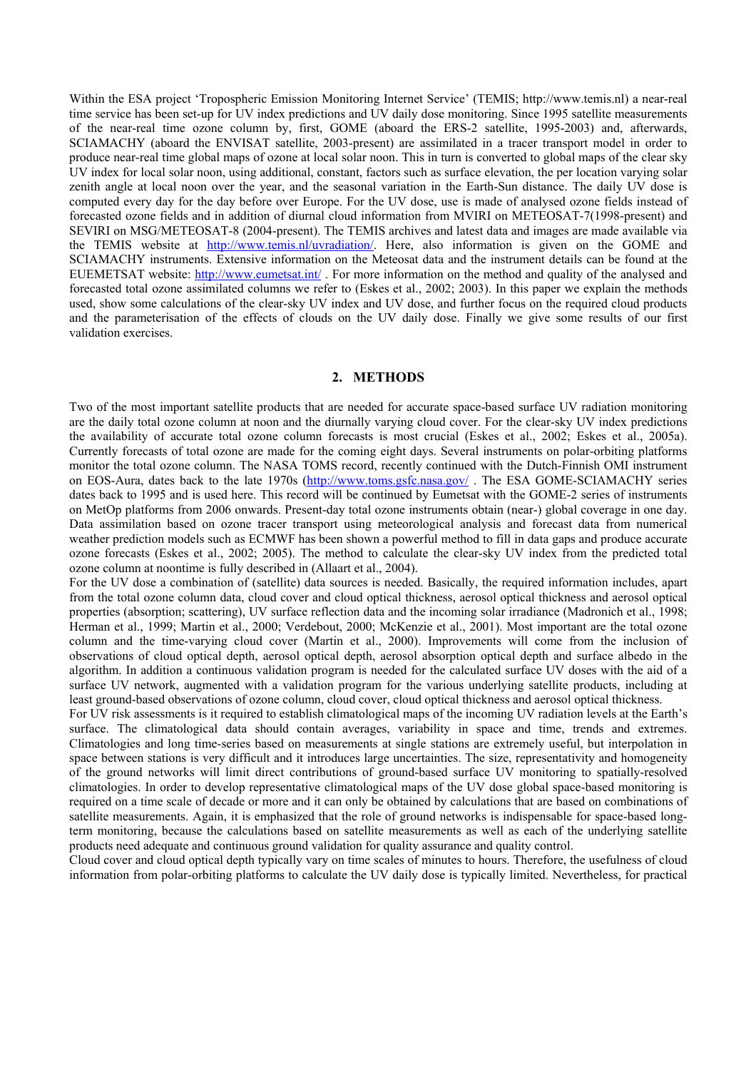Within the ESA project 'Tropospheric Emission Monitoring Internet Service' (TEMIS; http://www.temis.nl) a near-real time service has been set-up for UV index predictions and UV daily dose monitoring. Since 1995 satellite measurements of the near-real time ozone column by, first, GOME (aboard the ERS-2 satellite, 1995-2003) and, afterwards, SCIAMACHY (aboard the ENVISAT satellite, 2003-present) are assimilated in a tracer transport model in order to produce near-real time global maps of ozone at local solar noon. This in turn is converted to global maps of the clear sky UV index for local solar noon, using additional, constant, factors such as surface elevation, the per location varying solar zenith angle at local noon over the year, and the seasonal variation in the Earth-Sun distance. The daily UV dose is computed every day for the day before over Europe. For the UV dose, use is made of analysed ozone fields instead of forecasted ozone fields and in addition of diurnal cloud information from MVIRI on METEOSAT-7(1998-present) and SEVIRI on MSG/METEOSAT-8 (2004-present). The TEMIS archives and latest data and images are made available via the TEMIS website at http://www.temis.nl/uvradiation/. Here, also information is given on the GOME and SCIAMACHY instruments. Extensive information on the Meteosat data and the instrument details can be found at the EUEMETSAT website: http://www.eumetsat.int/ . For more information on the method and quality of the analysed and forecasted total ozone assimilated columns we refer to (Eskes et al., 2002; 2003). In this paper we explain the methods used, show some calculations of the clear-sky UV index and UV dose, and further focus on the required cloud products and the parameterisation of the effects of clouds on the UV daily dose. Finally we give some results of our first validation exercises.

## 2. METHODS

Two of the most important satellite products that are needed for accurate space-based surface UV radiation monitoring are the daily total ozone column at noon and the diurnally varying cloud cover. For the clear-sky UV index predictions the availability of accurate total ozone column forecasts is most crucial (Eskes et al., 2002; Eskes et al., 2005a). Currently forecasts of total ozone are made for the coming eight days. Several instruments on polar-orbiting platforms monitor the total ozone column. The NASA TOMS record, recently continued with the Dutch-Finnish OMI instrument on EOS-Aura, dates back to the late 1970s (http://www.toms.gsfc.nasa.gov/ . The ESA GOME-SCIAMACHY series dates back to 1995 and is used here. This record will be continued by Eumetsat with the GOME-2 series of instruments on MetOp platforms from 2006 onwards. Present-day total ozone instruments obtain (near-) global coverage in one day. Data assimilation based on ozone tracer transport using meteorological analysis and forecast data from numerical weather prediction models such as ECMWF has been shown a powerful method to fill in data gaps and produce accurate ozone forecasts (Eskes et al., 2002; 2005). The method to calculate the clear-sky UV index from the predicted total ozone column at noontime is fully described in (Allaart et al., 2004).

For the UV dose a combination of (satellite) data sources is needed. Basically, the required information includes, apart from the total ozone column data, cloud cover and cloud optical thickness, aerosol optical thickness and aerosol optical properties (absorption; scattering), UV surface reflection data and the incoming solar irradiance (Madronich et al., 1998; Herman et al., 1999; Martin et al., 2000; Verdebout, 2000; McKenzie et al., 2001). Most important are the total ozone column and the time-varying cloud cover (Martin et al., 2000). Improvements will come from the inclusion of observations of cloud optical depth, aerosol optical depth, aerosol absorption optical depth and surface albedo in the algorithm. In addition a continuous validation program is needed for the calculated surface UV doses with the aid of a surface UV network, augmented with a validation program for the various underlying satellite products, including at least ground-based observations of ozone column, cloud cover, cloud optical thickness and aerosol optical thickness.

For UV risk assessments is it required to establish climatological maps of the incoming UV radiation levels at the Earth's surface. The climatological data should contain averages, variability in space and time, trends and extremes. Climatologies and long time-series based on measurements at single stations are extremely useful, but interpolation in space between stations is very difficult and it introduces large uncertainties. The size, representativity and homogeneity of the ground networks will limit direct contributions of ground-based surface UV monitoring to spatially-resolved climatologies. In order to develop representative climatological maps of the UV dose global space-based monitoring is required on a time scale of decade or more and it can only be obtained by calculations that are based on combinations of satellite measurements. Again, it is emphasized that the role of ground networks is indispensable for space-based long-term monitoring, because the calculations based on satellite measurements as well as each of the underlying satellite products need adequate and continuous ground validation for quality assurance and quality control.

Cloud cover and cloud optical depth typically vary on time scales of minutes to hours. Therefore, the usefulness of cloud information from polar-orbiting platforms to calculate the UV daily dose is typically limited. Nevertheless, for practical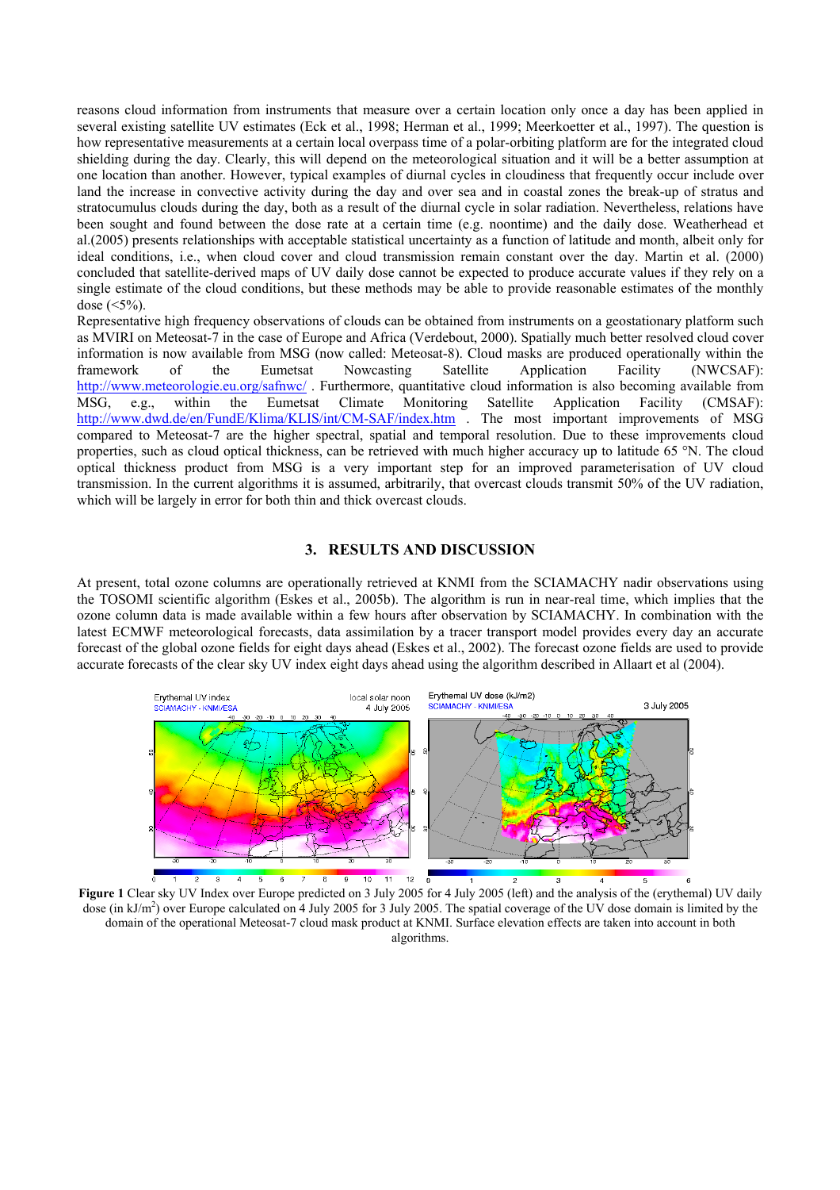reasons cloud information from instruments that measure over a certain location only once a day has been applied in several existing satellite UV estimates (Eck et al., 1998; Herman et al., 1999; Meerkoetter et al., 1997). The question is how representative measurements at a certain local overpass time of a polar-orbiting platform are for the integrated cloud shielding during the day. Clearly, this will depend on the meteorological situation and it will be a better assumption at one location than another. However, typical examples of diurnal cycles in cloudiness that frequently occur include over land the increase in convective activity during the day and over sea and in coastal zones the break-up of stratus and stratocumulus clouds during the day, both as a result of the diurnal cycle in solar radiation. Nevertheless, relations have been sought and found between the dose rate at a certain time (e.g. noontime) and the daily dose. Weatherhead et al.(2005) presents relationships with acceptable statistical uncertainty as a function of latitude and month, albeit only for ideal conditions, i.e., when cloud cover and cloud transmission remain constant over the day. Martin et al. (2000) concluded that satellite-derived maps of UV daily dose cannot be expected to produce accurate values if they rely on a single estimate of the cloud conditions, but these methods may be able to provide reasonable estimates of the monthly dose (<5%).

Representative high frequency observations of clouds can be obtained from instruments on a geostationary platform such as MVIRI on Meteosat-7 in the case of Europe and Africa (Verdebout, 2000). Spatially much better resolved cloud cover information is now available from MSG (now called: Meteosat-8). Cloud masks are produced operationally within the framework of the Eumetsat Nowcasting Satellite Application Facility (NWCSAF): http://www.meteorologie.eu.org/safnwc/ . Furthermore, quantitative cloud information is also becoming available from MSG, e.g., within the Eumetsat Climate Monitoring Satellite Application Facility (CMSAF): http://www.dwd.de/en/FundE/Klima/KLIS/int/CM-SAF/index.htm . The most important improvements of MSG compared to Meteosat-7 are the higher spectral, spatial and temporal resolution. Due to these improvements cloud properties, such as cloud optical thickness, can be retrieved with much higher accuracy up to latitude 65 °N. The cloud optical thickness product from MSG is a very important step for an improved parameterisation of UV cloud transmission. In the current algorithms it is assumed, arbitrarily, that overcast clouds transmit 50% of the UV radiation, which will be largely in error for both thin and thick overcast clouds.

## 3. RESULTS AND DISCUSSION

At present, total ozone columns are operationally retrieved at KNMI from the SCIAMACHY nadir observations using the TOSOMI scientific algorithm (Eskes et al., 2005b). The algorithm is run in near-real time, which implies that the ozone column data is made available within a few hours after observation by SCIAMACHY. In combination with the latest ECMWF meteorological forecasts, data assimilation by a tracer transport model provides every day an accurate forecast of the global ozone fields for eight days ahead (Eskes et al., 2002). The forecast ozone fields are used to produce accurate forecasts of the clear sky UV index eight days ahead using the algorithm described in Allaart et al (2004).

**Figure 1** Clear sky UV Index over Europe predicted on 3 July 2005 for 4 July 2005 (left) and the analysis of the (erythemal) UV daily dose (in kJ/m$^2$) over Europe calculated on 4 July 2005 for 3 July 2005. The spatial coverage of the UV dose domain is limited by the domain of the operational Meteosat-7 cloud mask product at KNMI. Surface elevation effects are taken into account in both algorithms.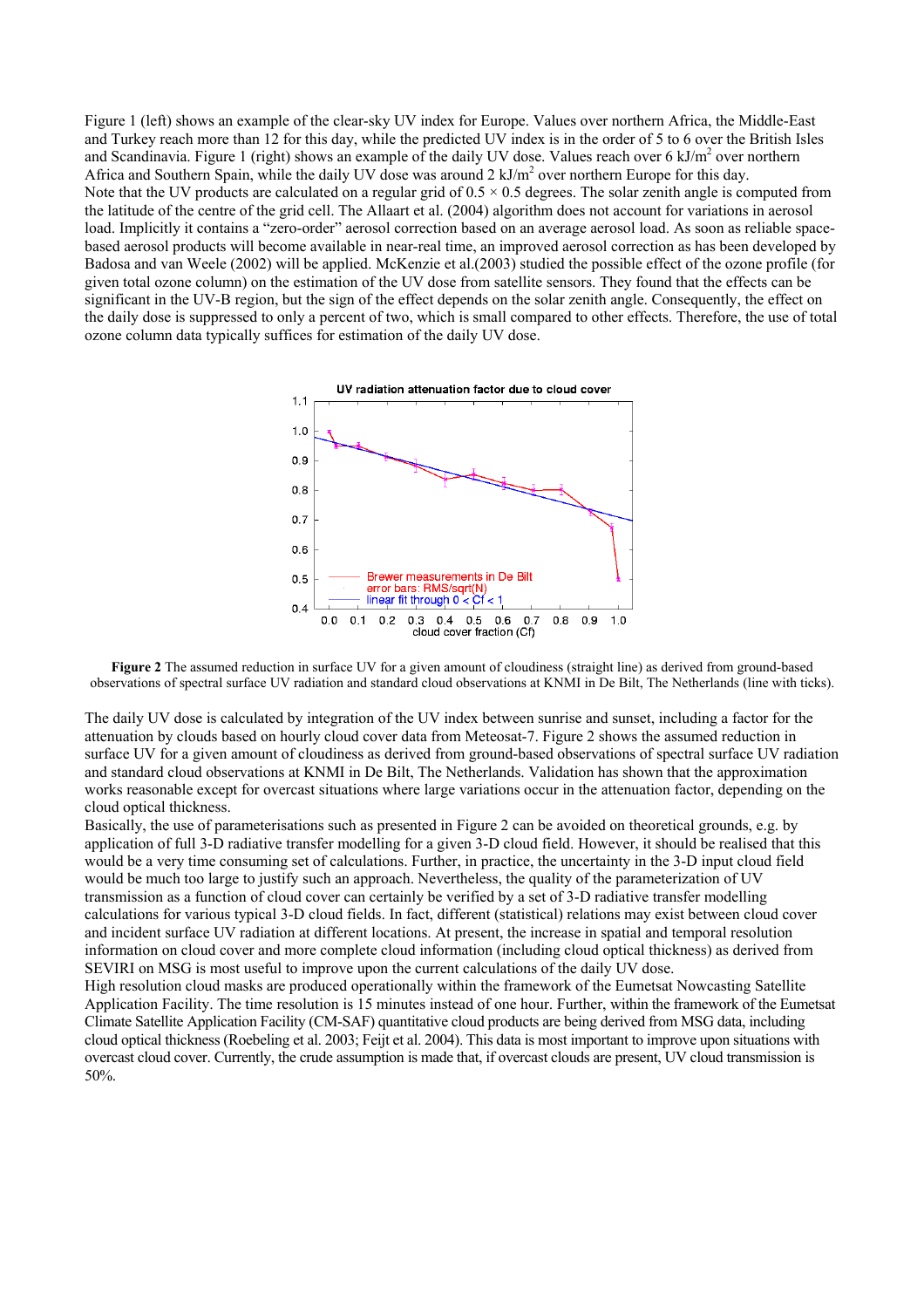Figure 1 (left) shows an example of the clear-sky UV index for Europe. Values over northern Africa, the Middle-East and Turkey reach more than 12 for this day, while the predicted UV index is in the order of 5 to 6 over the British Isles and Scandinavia. Figure 1 (right) shows an example of the daily UV dose. Values reach over 6 kJ/m$^2$ over northern Africa and Southern Spain, while the daily UV dose was around 2 kJ/m$^2$ over northern Europe for this day.

Note that the UV products are calculated on a regular grid of 0.5 × 0.5 degrees. The solar zenith angle is computed from the latitude of the centre of the grid cell. The Allaart et al. (2004) algorithm does not account for variations in aerosol load. Implicitly it contains a "zero-order" aerosol correction based on an average aerosol load. As soon as reliable space-based aerosol products will become available in near-real time, an improved aerosol correction as has been developed by Badosa and van Weele (2002) will be applied. McKenzie et al.(2003) studied the possible effect of the ozone profile (for given total ozone column) on the estimation of the UV dose from satellite sensors. They found that the effects can be significant in the UV-B region, but the sign of the effect depends on the solar zenith angle. Consequently, the effect on the daily dose is suppressed to only a percent of two, which is small compared to other effects. Therefore, the use of total ozone column data typically suffices for estimation of the daily UV dose.

**Figure 2** The assumed reduction in surface UV for a given amount of cloudiness (straight line) as derived from ground-based observations of spectral surface UV radiation and standard cloud observations at KNMI in De Bilt, The Netherlands (line with ticks).

The daily UV dose is calculated by integration of the UV index between sunrise and sunset, including a factor for the attenuation by clouds based on hourly cloud cover data from Meteosat-7. Figure 2 shows the assumed reduction in surface UV for a given amount of cloudiness as derived from ground-based observations of spectral surface UV radiation and standard cloud observations at KNMI in De Bilt, The Netherlands. Validation has shown that the approximation works reasonable except for overcast situations where large variations occur in the attenuation factor, depending on the cloud optical thickness.

Basically, the use of parameterisations such as presented in Figure 2 can be avoided on theoretical grounds, e.g. by application of full 3-D radiative transfer modelling for a given 3-D cloud field. However, it should be realised that this would be a very time consuming set of calculations. Further, in practice, the uncertainty in the 3-D input cloud field would be much too large to justify such an approach. Nevertheless, the quality of the parameterization of UV transmission as a function of cloud cover can certainly be verified by a set of 3-D radiative transfer modelling calculations for various typical 3-D cloud fields. In fact, different (statistical) relations may exist between cloud cover and incident surface UV radiation at different locations. At present, the increase in spatial and temporal resolution information on cloud cover and more complete cloud information (including cloud optical thickness) as derived from SEVIRI on MSG is most useful to improve upon the current calculations of the daily UV dose.

High resolution cloud masks are produced operationally within the framework of the Eumetsat Nowcasting Satellite Application Facility. The time resolution is 15 minutes instead of one hour. Further, within the framework of the Eumetsat Climate Satellite Application Facility (CM-SAF) quantitative cloud products are being derived from MSG data, including cloud optical thickness (Roebeling et al. 2003; Feijt et al. 2004). This data is most important to improve upon situations with overcast cloud cover. Currently, the crude assumption is made that, if overcast clouds are present, UV cloud transmission is 50%.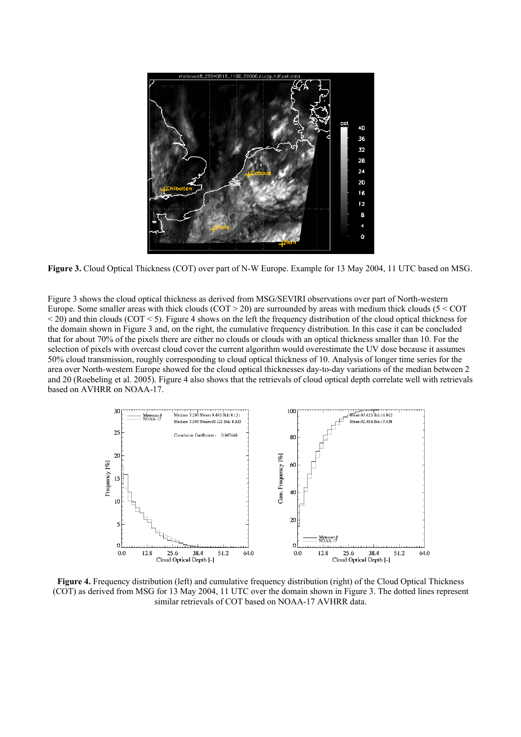**Figure 3.** Cloud Optical Thickness (COT) over part of N-W Europe. Example for 13 May 2004, 11 UTC based on MSG.

Figure 3 shows the cloud optical thickness as derived from MSG/SEVIRI observations over part of North-western Europe. Some smaller areas with thick clouds (COT > 20) are surrounded by areas with medium thick clouds (5 < COT < 20) and thin clouds (COT < 5). Figure 4 shows on the left the frequency distribution of the cloud optical thickness for the domain shown in Figure 3 and, on the right, the cumulative frequency distribution. In this case it can be concluded that for about 70% of the pixels there are either no clouds or clouds with an optical thickness smaller than 10. For the selection of pixels with overcast cloud cover the current algorithm would overestimate the UV dose because it assumes 50% cloud transmission, roughly corresponding to cloud optical thickness of 10. Analysis of longer time series for the area over North-western Europe showed for the cloud optical thicknesses day-to-day variations of the median between 2 and 20 (Roebeling et al. 2005). Figure 4 also shows that the retrievals of cloud optical depth correlate well with retrievals based on AVHRR on NOAA-17.

**Figure 4.** Frequency distribution (left) and cumulative frequency distribution (right) of the Cloud Optical Thickness (COT) as derived from MSG for 13 May 2004, 11 UTC over the domain shown in Figure 3. The dotted lines represent similar retrievals of COT based on NOAA-17 AVHRR data.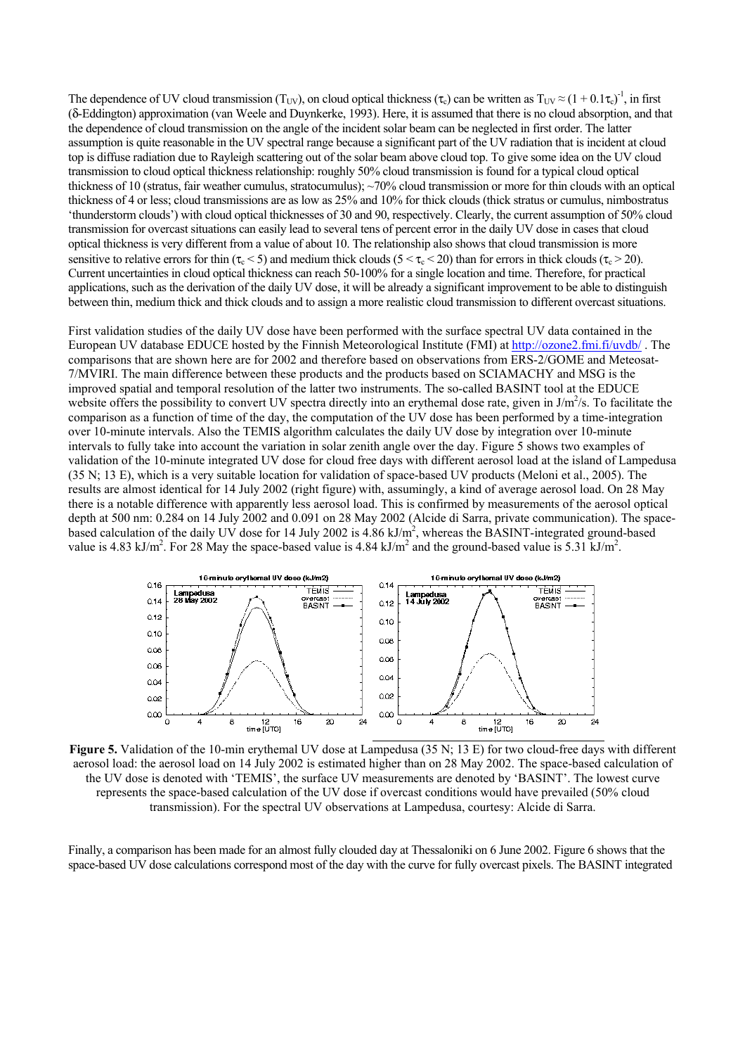The dependence of UV cloud transmission ($T_{UV}$), on cloud optical thickness ($\tau_c$) can be written as $T_{UV} \approx (1 + 0.1\tau_c)^{-1}$, in first ($\delta$-Eddington) approximation (van Weele and Duynkerke, 1993). Here, it is assumed that there is no cloud absorption, and that the dependence of cloud transmission on the angle of the incident solar beam can be neglected in first order. The latter assumption is quite reasonable in the UV spectral range because a significant part of the UV radiation that is incident at cloud top is diffuse radiation due to Rayleigh scattering out of the solar beam above cloud top. To give some idea on the UV cloud transmission to cloud optical thickness relationship: roughly 50% cloud transmission is found for a typical cloud optical thickness of 10 (stratus, fair weather cumulus, stratocumulus); ~70% cloud transmission or more for thin clouds with an optical thickness of 4 or less; cloud transmissions are as low as 25% and 10% for thick clouds (thick stratus or cumulus, nimbostratus 'thunderstorm clouds') with cloud optical thicknesses of 30 and 90, respectively. Clearly, the current assumption of 50% cloud transmission for overcast situations can easily lead to several tens of percent error in the daily UV dose in cases that cloud optical thickness is very different from a value of about 10. The relationship also shows that cloud transmission is more sensitive to relative errors for thin ($\tau_c < 5$) and medium thick clouds ($5 < \tau_c < 20$) than for errors in thick clouds ($\tau_c > 20$). Current uncertainties in cloud optical thickness can reach 50-100% for a single location and time. Therefore, for practical applications, such as the derivation of the daily UV dose, it will be already a significant improvement to be able to distinguish between thin, medium thick and thick clouds and to assign a more realistic cloud transmission to different overcast situations.

First validation studies of the daily UV dose have been performed with the surface spectral UV data contained in the European UV database EDUCE hosted by the Finnish Meteorological Institute (FMI) at http://ozone2.fmi.fi/uvdb/ . The comparisons that are shown here are for 2002 and therefore based on observations from ERS-2/GOME and Meteosat-7/MVIRI. The main difference between these products and the products based on SCIAMACHY and MSG is the improved spatial and temporal resolution of the latter two instruments. The so-called BASINT tool at the EDUCE website offers the possibility to convert UV spectra directly into an erythemal dose rate, given in $J/m^2/s$. To facilitate the comparison as a function of time of the day, the computation of the UV dose has been performed by a time-integration over 10-minute intervals. Also the TEMIS algorithm calculates the daily UV dose by integration over 10-minute intervals to fully take into account the variation in solar zenith angle over the day. Figure 5 shows two examples of validation of the 10-minute integrated UV dose for cloud free days with different aerosol load at the island of Lampedusa (35 N; 13 E), which is a very suitable location for validation of space-based UV products (Meloni et al., 2005). The results are almost identical for 14 July 2002 (right figure) with, assumingly, a kind of average aerosol load. On 28 May there is a notable difference with apparently less aerosol load. This is confirmed by measurements of the aerosol optical depth at 500 nm: 0.284 on 14 July 2002 and 0.091 on 28 May 2002 (Alcide di Sarra, private communication). The space-based calculation of the daily UV dose for 14 July 2002 is 4.86 $kJ/m^2$, whereas the BASINT-integrated ground-based value is 4.83 $kJ/m^2$. For 28 May the space-based value is 4.84 $kJ/m^2$ and the ground-based value is 5.31 $kJ/m^2$.

**Figure 5.** Validation of the 10-min erythemal UV dose at Lampedusa (35 N; 13 E) for two cloud-free days with different aerosol load: the aerosol load on 14 July 2002 is estimated higher than on 28 May 2002. The space-based calculation of the UV dose is denoted with 'TEMIS', the surface UV measurements are denoted by 'BASINT'. The lowest curve represents the space-based calculation of the UV dose if overcast conditions would have prevailed (50% cloud transmission). For the spectral UV observations at Lampedusa, courtesy: Alcide di Sarra.

Finally, a comparison has been made for an almost fully clouded day at Thessaloniki on 6 June 2002. Figure 6 shows that the space-based UV dose calculations correspond most of the day with the curve for fully overcast pixels. The BASINT integrated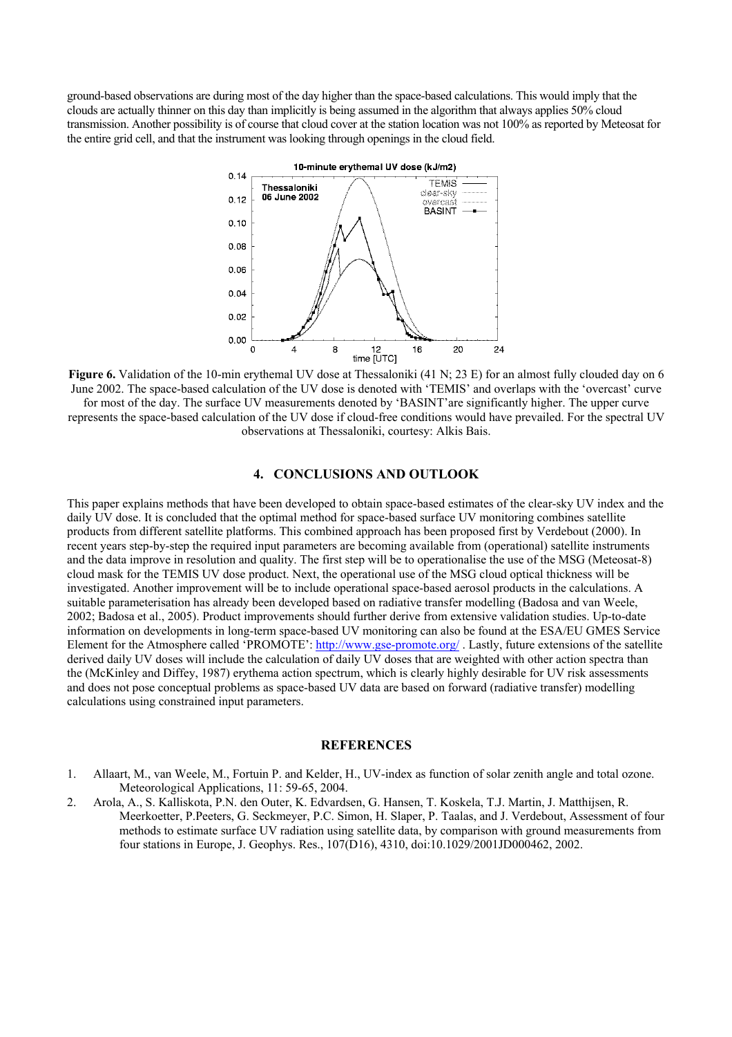ground-based observations are during most of the day higher than the space-based calculations. This would imply that the clouds are actually thinner on this day than implicitly is being assumed in the algorithm that always applies 50% cloud transmission. Another possibility is of course that cloud cover at the station location was not 100% as reported by Meteosat for the entire grid cell, and that the instrument was looking through openings in the cloud field.

**Figure 6.** Validation of the 10-min erythemal UV dose at Thessaloniki (41 N; 23 E) for an almost fully clouded day on 6 June 2002. The space-based calculation of the UV dose is denoted with 'TEMIS' and overlaps with the 'overcast' curve for most of the day. The surface UV measurements denoted by 'BASINT'are significantly higher. The upper curve represents the space-based calculation of the UV dose if cloud-free conditions would have prevailed. For the spectral UV observations at Thessaloniki, courtesy: Alkis Bais.

## 4. CONCLUSIONS AND OUTLOOK

This paper explains methods that have been developed to obtain space-based estimates of the clear-sky UV index and the daily UV dose. It is concluded that the optimal method for space-based surface UV monitoring combines satellite products from different satellite platforms. This combined approach has been proposed first by Verdebout (2000). In recent years step-by-step the required input parameters are becoming available from (operational) satellite instruments and the data improve in resolution and quality. The first step will be to operationalise the use of the MSG (Meteosat-8) cloud mask for the TEMIS UV dose product. Next, the operational use of the MSG cloud optical thickness will be investigated. Another improvement will be to include operational space-based aerosol products in the calculations. A suitable parameterisation has already been developed based on radiative transfer modelling (Badosa and van Weele, 2002; Badosa et al., 2005). Product improvements should further derive from extensive validation studies. Up-to-date information on developments in long-term space-based UV monitoring can also be found at the ESA/EU GMES Service Element for the Atmosphere called 'PROMOTE': http://www.gse-promote.org/ . Lastly, future extensions of the satellite derived daily UV doses will include the calculation of daily UV doses that are weighted with other action spectra than the (McKinley and Diffey, 1987) erythema action spectrum, which is clearly highly desirable for UV risk assessments and does not pose conceptual problems as space-based UV data are based on forward (radiative transfer) modelling calculations using constrained input parameters.

## REFERENCES

1. Allaart, M., van Weele, M., Fortuin P. and Kelder, H., UV-index as function of solar zenith angle and total ozone. Meteorological Applications, 11: 59-65, 2004.
2. Arola, A., S. Kalliskota, P.N. den Outer, K. Edvardsen, G. Hansen, T. Koskela, T.J. Martin, J. Matthijsen, R. Meerkoetter, P.Peeters, G. Seckmeyer, P.C. Simon, H. Slaper, P. Taalas, and J. Verdebout, Assessment of four methods to estimate surface UV radiation using satellite data, by comparison with ground measurements from four stations in Europe, J. Geophys. Res., 107(D16), 4310, doi:10.1029/2001JD000462, 2002.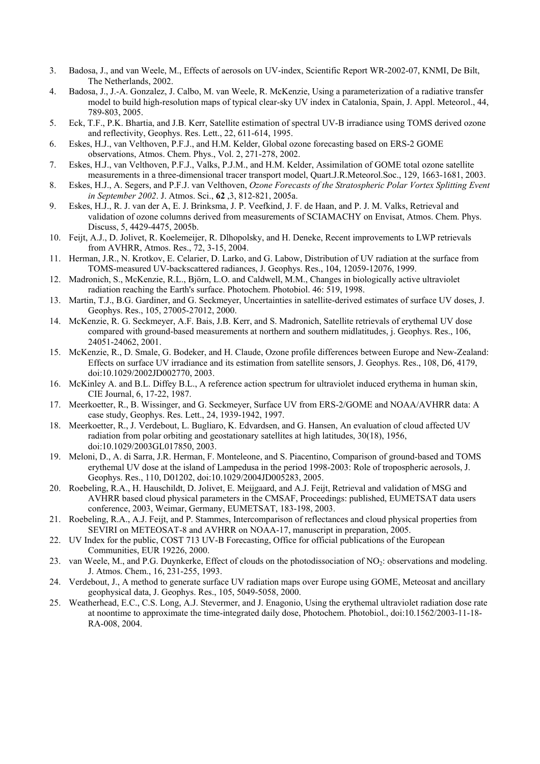3. Badosa, J., and van Weele, M., Effects of aerosols on UV-index, Scientific Report WR-2002-07, KNMI, De Bilt, The Netherlands, 2002.
4. Badosa, J., J.-A. Gonzalez, J. Calbo, M. van Weele, R. McKenzie, Using a parameterization of a radiative transfer model to build high-resolution maps of typical clear-sky UV index in Catalonia, Spain, J. Appl. Meteorol., 44, 789-803, 2005.
5. Eck, T.F., P.K. Bhartia, and J.B. Kerr, Satellite estimation of spectral UV-B irradiance using TOMS derived ozone and reflectivity, Geophys. Res. Lett., 22, 611-614, 1995.
6. Eskes, H.J., van Velthoven, P.F.J., and H.M. Kelder, Global ozone forecasting based on ERS-2 GOME observations, Atmos. Chem. Phys., Vol. 2, 271-278, 2002.
7. Eskes, H.J., van Velthoven, P.F.J., Valks, P.J.M., and H.M. Kelder, Assimilation of GOME total ozone satellite measurements in a three-dimensional tracer transport model, Quart.J.R.Meteorol.Soc., 129, 1663-1681, 2003.
8. Eskes, H.J., A. Segers, and P.F.J. van Velthoven, *Ozone Forecasts of the Stratospheric Polar Vortex Splitting Event in September 2002*. J. Atmos. Sci., **62** ,3, 812-821, 2005a.
9. Eskes, H.J., R. J. van der A, E. J. Brinksma, J. P. Veefkind, J. F. de Haan, and P. J. M. Valks, Retrieval and validation of ozone columns derived from measurements of SCIAMACHY on Envisat, Atmos. Chem. Phys. Discuss, 5, 4429-4475, 2005b.
10. Feijt, A.J., D. Jolivet, R. Koelemeijer, R. Dlhopolsky, and H. Deneke, Recent improvements to LWP retrievals from AVHRR, Atmos. Res., 72, 3-15, 2004.
11. Herman, J.R., N. Krotkov, E. Celarier, D. Larko, and G. Labow, Distribution of UV radiation at the surface from TOMS-measured UV-backscattered radiances, J. Geophys. Res., 104, 12059-12076, 1999.
12. Madronich, S., McKenzie, R.L., Björn, L.O. and Caldwell, M.M., Changes in biologically active ultraviolet radiation reaching the Earth's surface. Photochem. Photobiol. 46: 519, 1998.
13. Martin, T.J., B.G. Gardiner, and G. Seckmeyer, Uncertainties in satellite-derived estimates of surface UV doses, J. Geophys. Res., 105, 27005-27012, 2000.
14. McKenzie, R. G. Seckmeyer, A.F. Bais, J.B. Kerr, and S. Madronich, Satellite retrievals of erythemal UV dose compared with ground-based measurements at northern and southern midlatitudes, j. Geophys. Res., 106, 24051-24062, 2001.
15. McKenzie, R., D. Smale, G. Bodeker, and H. Claude, Ozone profile differences between Europe and New-Zealand: Effects on surface UV irradiance and its estimation from satellite sensors, J. Geophys. Res., 108, D6, 4179, doi:10.1029/2002JD002770, 2003.
16. McKinley A. and B.L. Diffey B.L., A reference action spectrum for ultraviolet induced erythema in human skin, CIE Journal, 6, 17-22, 1987.
17. Meerkoetter, R., B. Wissinger, and G. Seckmeyer, Surface UV from ERS-2/GOME and NOAA/AVHRR data: A case study, Geophys. Res. Lett., 24, 1939-1942, 1997.
18. Meerkoetter, R., J. Verdebout, L. Bugliaro, K. Edvardsen, and G. Hansen, An evaluation of cloud affected UV radiation from polar orbiting and geostationary satellites at high latitudes, 30(18), 1956, doi:10.1029/2003GL017850, 2003.
19. Meloni, D., A. di Sarra, J.R. Herman, F. Monteleone, and S. Piacentino, Comparison of ground-based and TOMS erythemal UV dose at the island of Lampedusa in the period 1998-2003: Role of tropospheric aerosols, J. Geophys. Res., 110, D01202, doi:10.1029/2004JD005283, 2005.
20. Roebeling, R.A., H. Hauschildt, D. Jolivet, E. Meijgaard, and A.J. Feijt, Retrieval and validation of MSG and AVHRR based cloud physical parameters in the CMSAF, Proceedings: published, EUMETSAT data users conference, 2003, Weimar, Germany, EUMETSAT, 183-198, 2003.
21. Roebeling, R.A., A.J. Feijt, and P. Stammes, Intercomparison of reflectances and cloud physical properties from SEVIRI on METEOSAT-8 and AVHRR on NOAA-17, manuscript in preparation, 2005.
22. UV Index for the public, COST 713 UV-B Forecasting, Office for official publications of the European Communities, EUR 19226, 2000.
23. van Weele, M., and P.G. Duynkerke, Effect of clouds on the photodissociation of $NO_2$: observations and modeling. J. Atmos. Chem., 16, 231-255, 1993.
24. Verdebout, J., A method to generate surface UV radiation maps over Europe using GOME, Meteosat and ancillary geophysical data, J. Geophys. Res., 105, 5049-5058, 2000.
25. Weatherhead, E.C., C.S. Long, A.J. Stevermer, and J. Enagonio, Using the erythemal ultraviolet radiation dose rate at noontime to approximate the time-integrated daily dose, Photochem. Photobiol., doi:10.1562/2003-11-18-RA-008, 2004.